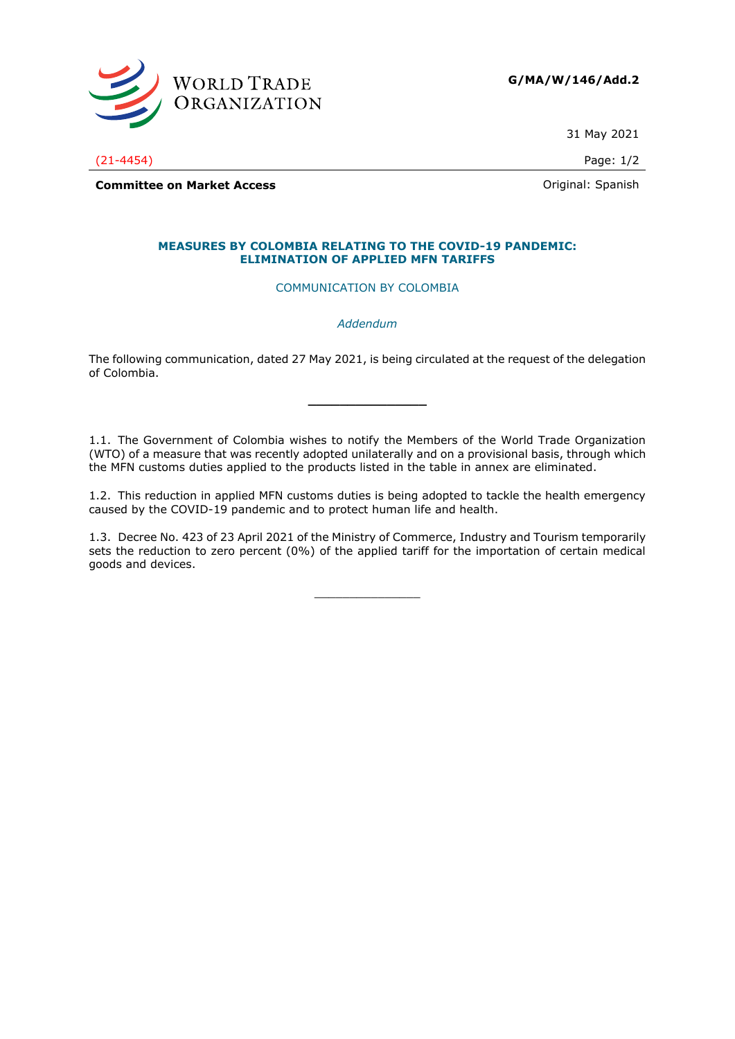WORLD TRADE ORGANIZATION

**G/MA/W/146/Add.2**

31 May 2021

(21-4454)

**Committee on Market Access**

Original: Spanish

## MEASURES BY COLOMBIA RELATING TO THE COVID-19 PANDEMIC: ELIMINATION OF APPLIED MFN TARIFFS

COMMUNICATION BY COLOMBIA

*Addendum*

The following communication, dated 27 May 2021, is being circulated at the request of the delegation of Colombia.

---

1.1. The Government of Colombia wishes to notify the Members of the World Trade Organization (WTO) of a measure that was recently adopted unilaterally and on a provisional basis, through which the MFN customs duties applied to the products listed in the table in annex are eliminated.

1.2. This reduction in applied MFN customs duties is being adopted to tackle the health emergency caused by the COVID-19 pandemic and to protect human life and health.

1.3. Decree No. 423 of 23 April 2021 of the Ministry of Commerce, Industry and Tourism temporarily sets the reduction to zero percent (0%) of the applied tariff for the importation of certain medical goods and devices.

---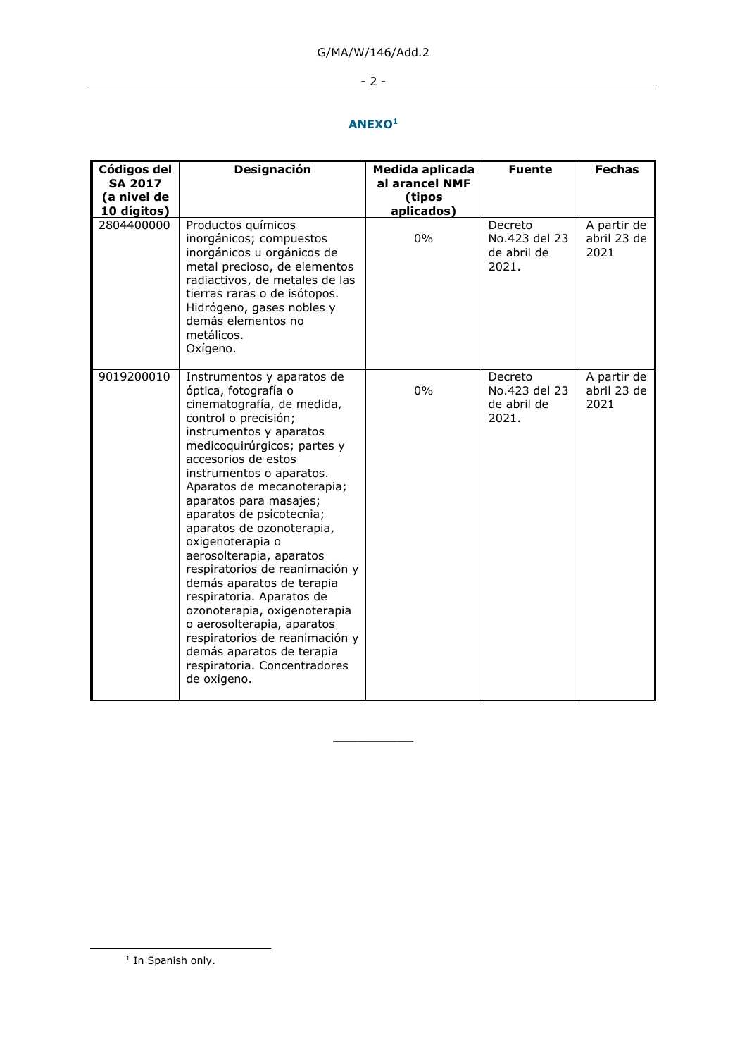## ANEXO[1]

| Códigos del SA 2017 (a nivel de 10 dígitos) | Designación | Medida aplicada al arancel NMF (tipos aplicados) | Fuente | Fechas |
|---|---|---|---|---|
| 2804400000 | Productos químicos inorgánicos; compuestos inorgánicos u orgánicos de metal precioso, de elementos radiactivos, de metales de las tierras raras o de isótopos. Hidrógeno, gases nobles y demás elementos no metálicos. Oxígeno. | 0% | Decreto No.423 del 23 de abril de 2021. | A partir de abril 23 de 2021 |
| 9019200010 | Instrumentos y aparatos de óptica, fotografía o cinematografía, de medida, control o precisión; instrumentos y aparatos medicoquirúrgicos; partes y accesorios de estos instrumentos o aparatos. Aparatos de mecanoterapia; aparatos para masajes; aparatos de psicotecnia; aparatos de ozonoterapia, oxigenoterapia o aerosolterapia, aparatos respiratorios de reanimación y demás aparatos de terapia respiratoria. Aparatos de ozonoterapia, oxigenoterapia o aerosolterapia, aparatos respiratorios de reanimación y demás aparatos de terapia respiratoria. Concentradores de oxigeno. | 0% | Decreto No.423 del 23 de abril de 2021. | A partir de abril 23 de 2021 |

__________

[1] In Spanish only.